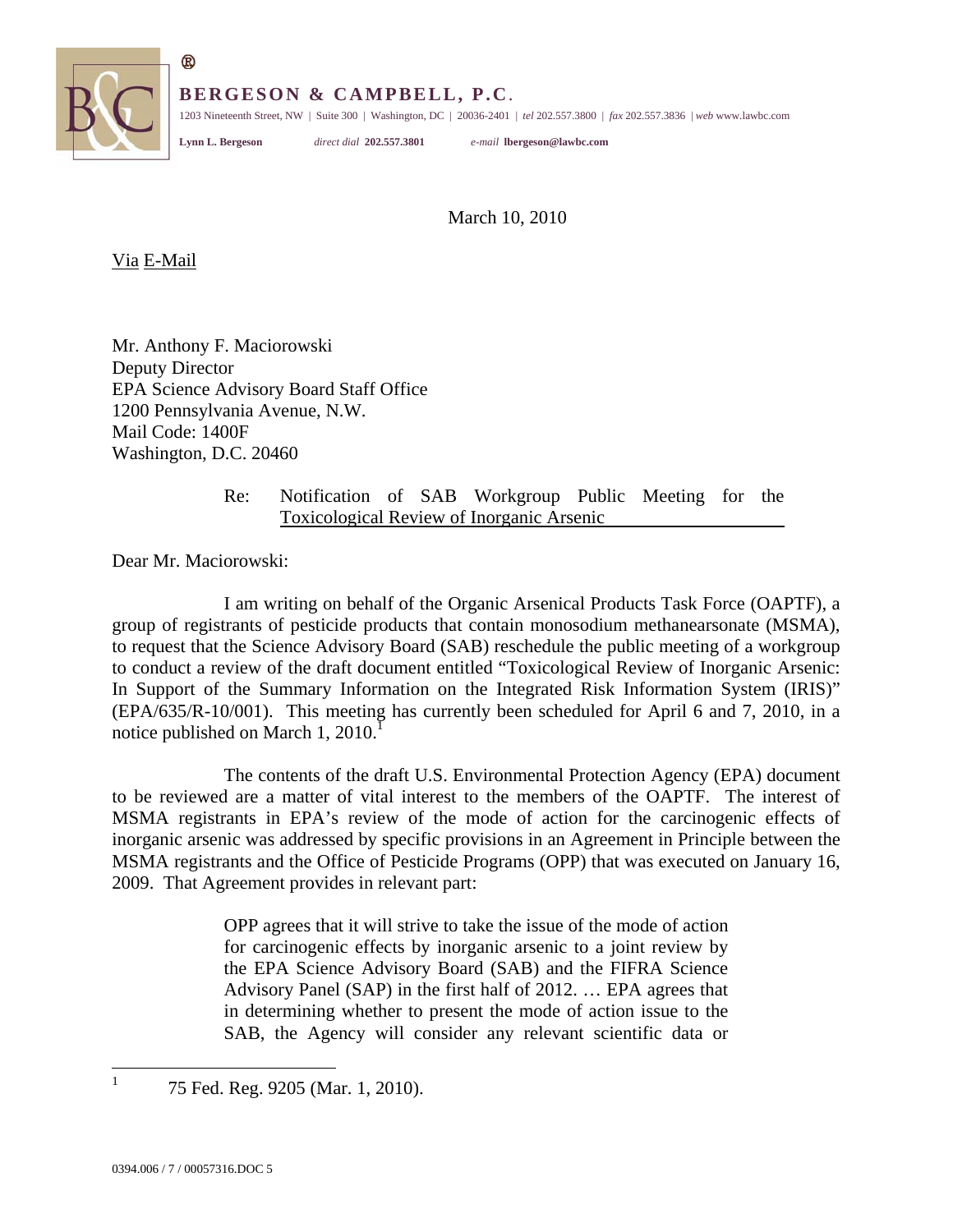**BERGESON & CAMPBELL, P.C.**

1203 Nineteenth Street, NW | Suite 300 | Washington, DC | 20036-2401 | *tel* 202.557.3800 | *fax* 202.557.3836 | *web* www.lawbc.com

**Lynn L. Bergeson** *direct dial* **202.557.3801** *e-mail* **lbergeson@lawbc.com**

March 10, 2010

Via E-Mail

Mr. Anthony F. Maciorowski
Deputy Director
EPA Science Advisory Board Staff Office
1200 Pennsylvania Avenue, N.W.
Mail Code: 1400F
Washington, D.C. 20460

Re: Notification of SAB Workgroup Public Meeting for the Toxicological Review of Inorganic Arsenic

Dear Mr. Maciorowski:

I am writing on behalf of the Organic Arsenical Products Task Force (OAPTF), a group of registrants of pesticide products that contain monosodium methanearsonate (MSMA), to request that the Science Advisory Board (SAB) reschedule the public meeting of a workgroup to conduct a review of the draft document entitled "Toxicological Review of Inorganic Arsenic: In Support of the Summary Information on the Integrated Risk Information System (IRIS)" (EPA/635/R-10/001). This meeting has currently been scheduled for April 6 and 7, 2010, in a notice published on March 1, 2010.[1]

The contents of the draft U.S. Environmental Protection Agency (EPA) document to be reviewed are a matter of vital interest to the members of the OAPTF. The interest of MSMA registrants in EPA's review of the mode of action for the carcinogenic effects of inorganic arsenic was addressed by specific provisions in an Agreement in Principle between the MSMA registrants and the Office of Pesticide Programs (OPP) that was executed on January 16, 2009. That Agreement provides in relevant part:

> OPP agrees that it will strive to take the issue of the mode of action for carcinogenic effects by inorganic arsenic to a joint review by the EPA Science Advisory Board (SAB) and the FIFRA Science Advisory Panel (SAP) in the first half of 2012. … EPA agrees that in determining whether to present the mode of action issue to the SAB, the Agency will consider any relevant scientific data or

[1] 75 Fed. Reg. 9205 (Mar. 1, 2010).

0394.006 / 7 / 00057316.DOC 5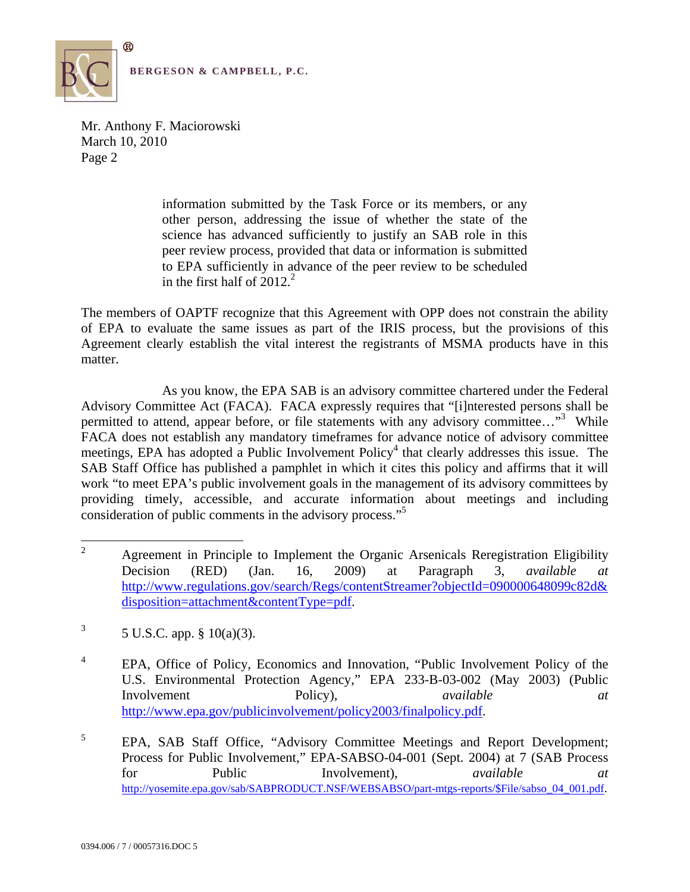> information submitted by the Task Force or its members, or any other person, addressing the issue of whether the state of the science has advanced sufficiently to justify an SAB role in this peer review process, provided that data or information is submitted to EPA sufficiently in advance of the peer review to be scheduled in the first half of 2012.[2]

The members of OAPTF recognize that this Agreement with OPP does not constrain the ability of EPA to evaluate the same issues as part of the IRIS process, but the provisions of this Agreement clearly establish the vital interest the registrants of MSMA products have in this matter.

As you know, the EPA SAB is an advisory committee chartered under the Federal Advisory Committee Act (FACA). FACA expressly requires that "[i]nterested persons shall be permitted to attend, appear before, or file statements with any advisory committee…"[3] While FACA does not establish any mandatory timeframes for advance notice of advisory committee meetings, EPA has adopted a Public Involvement Policy[4] that clearly addresses this issue. The SAB Staff Office has published a pamphlet in which it cites this policy and affirms that it will work "to meet EPA's public involvement goals in the management of its advisory committees by providing timely, accessible, and accurate information about meetings and including consideration of public comments in the advisory process."[5]

---

[2] Agreement in Principle to Implement the Organic Arsenicals Reregistration Eligibility Decision (RED) (Jan. 16, 2009) at Paragraph 3, *available at* http://www.regulations.gov/search/Regs/contentStreamer?objectId=090000648099c82d&disposition=attachment&contentType=pdf.

[3] 5 U.S.C. app. § 10(a)(3).

[4] EPA, Office of Policy, Economics and Innovation, "Public Involvement Policy of the U.S. Environmental Protection Agency," EPA 233-B-03-002 (May 2003) (Public Involvement Policy), *available at* http://www.epa.gov/publicinvolvement/policy2003/finalpolicy.pdf.

[5] EPA, SAB Staff Office, "Advisory Committee Meetings and Report Development; Process for Public Involvement," EPA-SABSO-04-001 (Sept. 2004) at 7 (SAB Process for Public Involvement), *available at* http://yosemite.epa.gov/sab/SABPRODUCT.NSF/WEBSABSO/part-mtgs-reports/$File/sabso_04_001.pdf.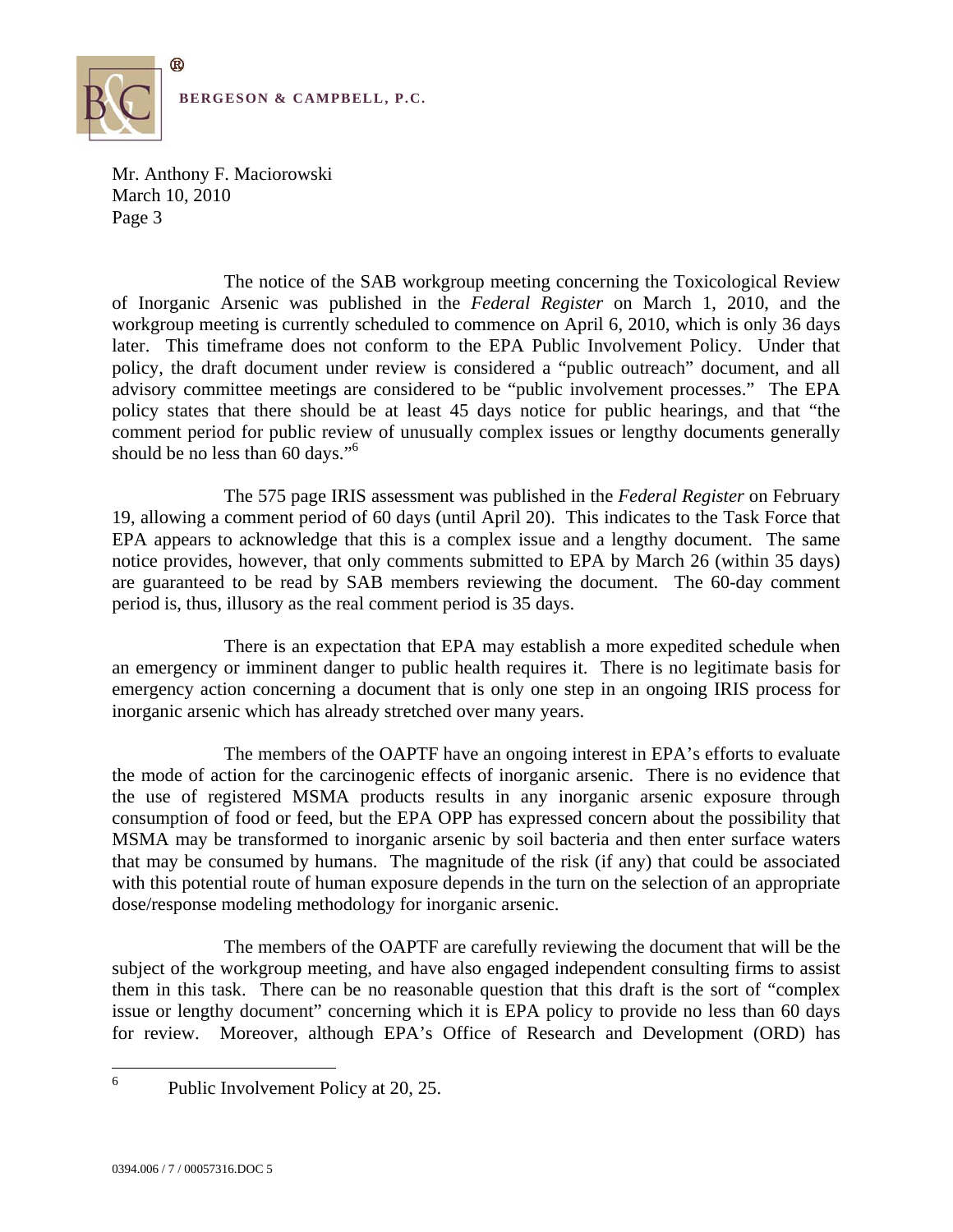The notice of the SAB workgroup meeting concerning the Toxicological Review of Inorganic Arsenic was published in the *Federal Register* on March 1, 2010, and the workgroup meeting is currently scheduled to commence on April 6, 2010, which is only 36 days later. This timeframe does not conform to the EPA Public Involvement Policy. Under that policy, the draft document under review is considered a "public outreach" document, and all advisory committee meetings are considered to be "public involvement processes." The EPA policy states that there should be at least 45 days notice for public hearings, and that "the comment period for public review of unusually complex issues or lengthy documents generally should be no less than 60 days."[6]

The 575 page IRIS assessment was published in the *Federal Register* on February 19, allowing a comment period of 60 days (until April 20). This indicates to the Task Force that EPA appears to acknowledge that this is a complex issue and a lengthy document. The same notice provides, however, that only comments submitted to EPA by March 26 (within 35 days) are guaranteed to be read by SAB members reviewing the document. The 60-day comment period is, thus, illusory as the real comment period is 35 days.

There is an expectation that EPA may establish a more expedited schedule when an emergency or imminent danger to public health requires it. There is no legitimate basis for emergency action concerning a document that is only one step in an ongoing IRIS process for inorganic arsenic which has already stretched over many years.

The members of the OAPTF have an ongoing interest in EPA's efforts to evaluate the mode of action for the carcinogenic effects of inorganic arsenic. There is no evidence that the use of registered MSMA products results in any inorganic arsenic exposure through consumption of food or feed, but the EPA OPP has expressed concern about the possibility that MSMA may be transformed to inorganic arsenic by soil bacteria and then enter surface waters that may be consumed by humans. The magnitude of the risk (if any) that could be associated with this potential route of human exposure depends in the turn on the selection of an appropriate dose/response modeling methodology for inorganic arsenic.

The members of the OAPTF are carefully reviewing the document that will be the subject of the workgroup meeting, and have also engaged independent consulting firms to assist them in this task. There can be no reasonable question that this draft is the sort of "complex issue or lengthy document" concerning which it is EPA policy to provide no less than 60 days for review. Moreover, although EPA's Office of Research and Development (ORD) has

[6] Public Involvement Policy at 20, 25.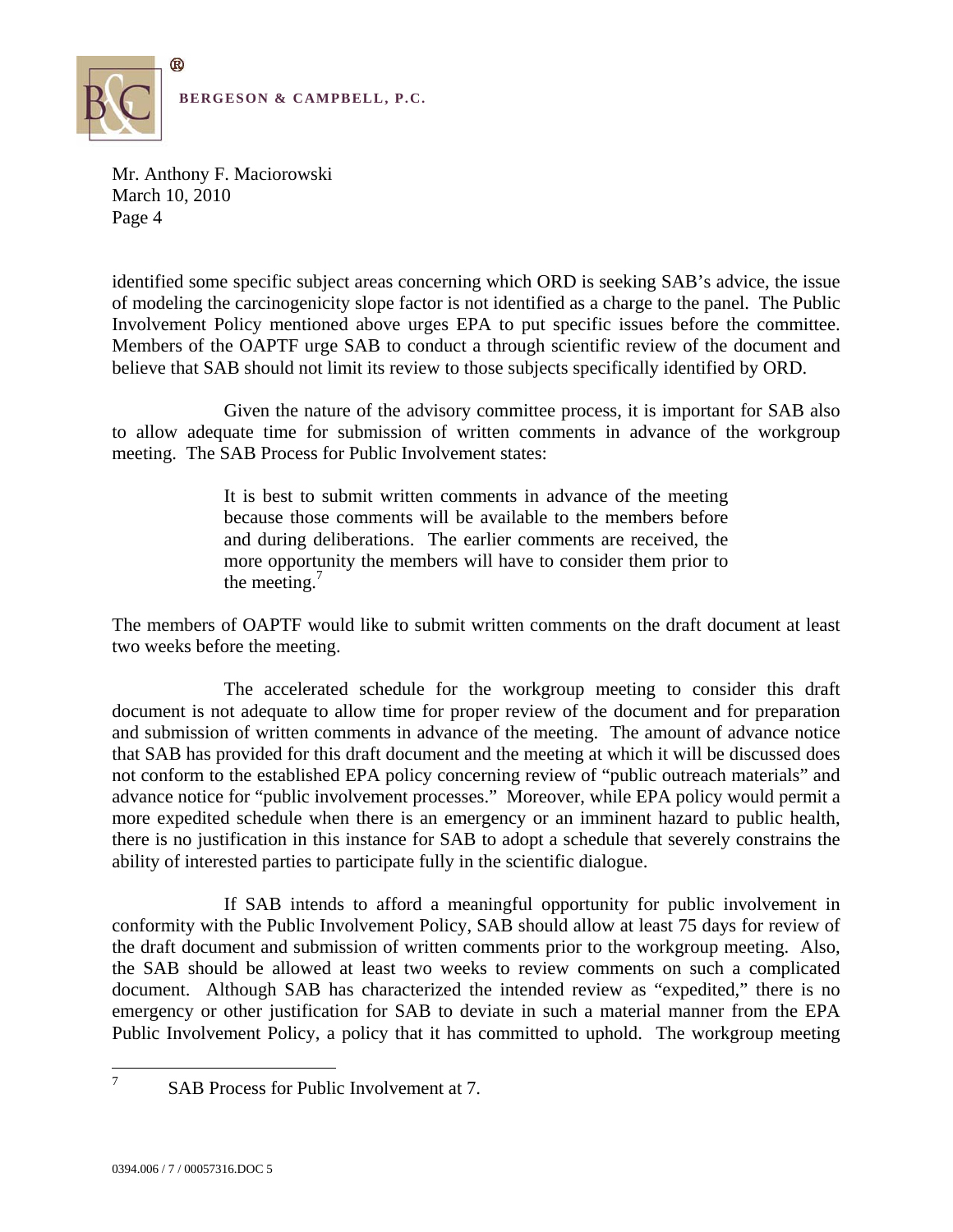identified some specific subject areas concerning which ORD is seeking SAB's advice, the issue of modeling the carcinogenicity slope factor is not identified as a charge to the panel. The Public Involvement Policy mentioned above urges EPA to put specific issues before the committee. Members of the OAPTF urge SAB to conduct a through scientific review of the document and believe that SAB should not limit its review to those subjects specifically identified by ORD.

Given the nature of the advisory committee process, it is important for SAB also to allow adequate time for submission of written comments in advance of the workgroup meeting. The SAB Process for Public Involvement states:

> It is best to submit written comments in advance of the meeting because those comments will be available to the members before and during deliberations. The earlier comments are received, the more opportunity the members will have to consider them prior to the meeting.[7]

The members of OAPTF would like to submit written comments on the draft document at least two weeks before the meeting.

The accelerated schedule for the workgroup meeting to consider this draft document is not adequate to allow time for proper review of the document and for preparation and submission of written comments in advance of the meeting. The amount of advance notice that SAB has provided for this draft document and the meeting at which it will be discussed does not conform to the established EPA policy concerning review of "public outreach materials" and advance notice for "public involvement processes." Moreover, while EPA policy would permit a more expedited schedule when there is an emergency or an imminent hazard to public health, there is no justification in this instance for SAB to adopt a schedule that severely constrains the ability of interested parties to participate fully in the scientific dialogue.

If SAB intends to afford a meaningful opportunity for public involvement in conformity with the Public Involvement Policy, SAB should allow at least 75 days for review of the draft document and submission of written comments prior to the workgroup meeting. Also, the SAB should be allowed at least two weeks to review comments on such a complicated document. Although SAB has characterized the intended review as "expedited," there is no emergency or other justification for SAB to deviate in such a material manner from the EPA Public Involvement Policy, a policy that it has committed to uphold. The workgroup meeting

[7] SAB Process for Public Involvement at 7.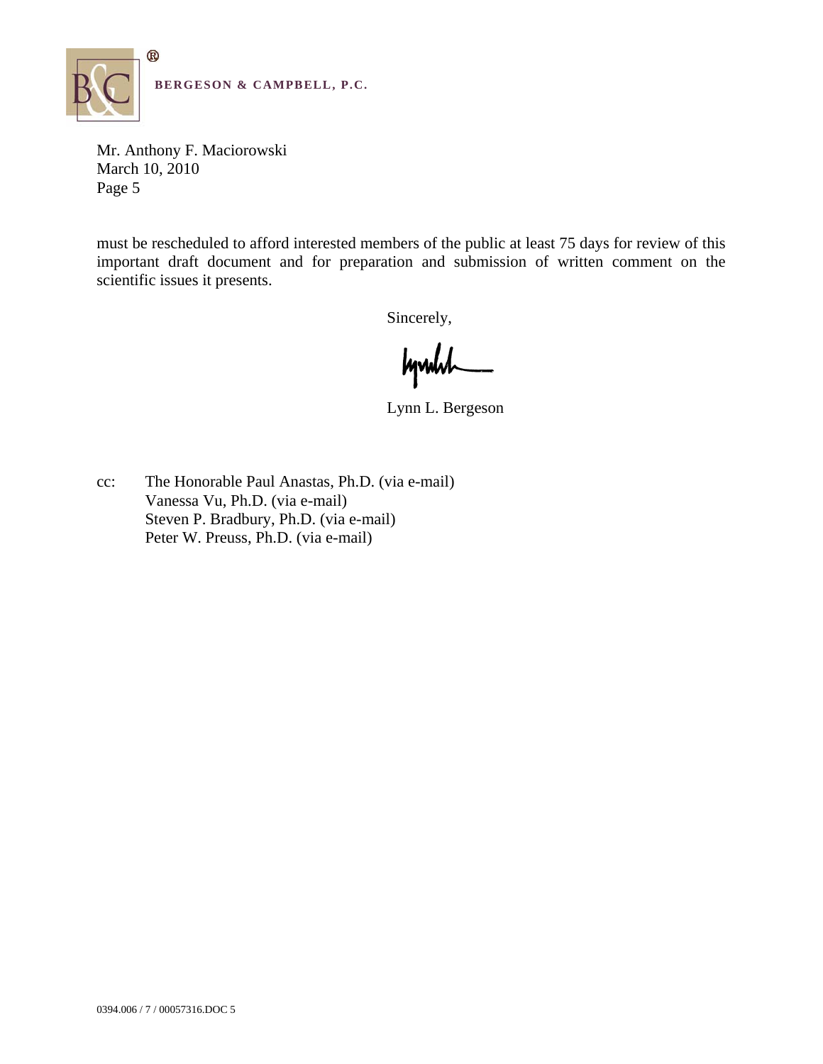Mr. Anthony F. Maciorowski
March 10, 2010

must be rescheduled to afford interested members of the public at least 75 days for review of this important draft document and for preparation and submission of written comment on the scientific issues it presents.

Sincerely,

Lynn L. Bergeson

cc: The Honorable Paul Anastas, Ph.D. (via e-mail)
Vanessa Vu, Ph.D. (via e-mail)
Steven P. Bradbury, Ph.D. (via e-mail)
Peter W. Preuss, Ph.D. (via e-mail)

0394.006 / 7 / 00057316.DOC 5